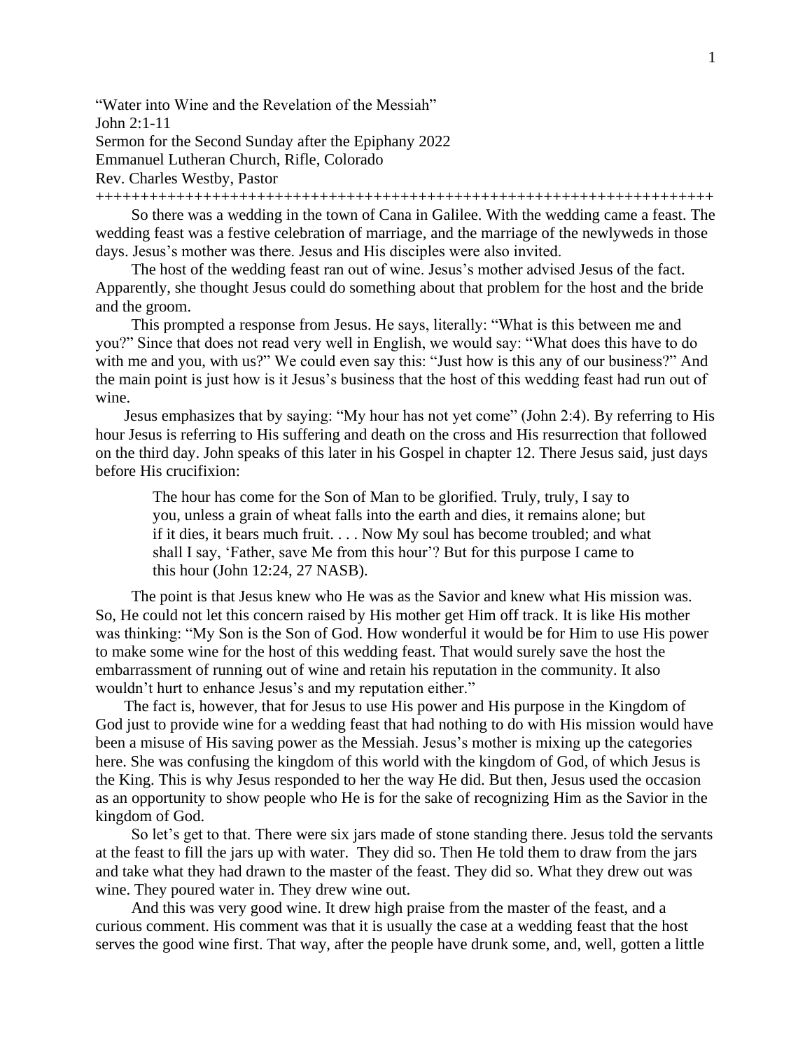"Water into Wine and the Revelation of the Messiah"
John 2:1-11
Sermon for the Second Sunday after the Epiphany 2022
Emmanuel Lutheran Church, Rifle, Colorado
Rev. Charles Westby, Pastor

++++++++++++++++++++++++++++++++++++++++++++++++++++++++++++++++++++++

So there was a wedding in the town of Cana in Galilee. With the wedding came a feast. The wedding feast was a festive celebration of marriage, and the marriage of the newlyweds in those days. Jesus's mother was there. Jesus and His disciples were also invited.

The host of the wedding feast ran out of wine. Jesus's mother advised Jesus of the fact. Apparently, she thought Jesus could do something about that problem for the host and the bride and the groom.

This prompted a response from Jesus. He says, literally: "What is this between me and you?" Since that does not read very well in English, we would say: "What does this have to do with me and you, with us?" We could even say this: "Just how is this any of our business?" And the main point is just how is it Jesus's business that the host of this wedding feast had run out of wine.

Jesus emphasizes that by saying: "My hour has not yet come" (John 2:4). By referring to His hour Jesus is referring to His suffering and death on the cross and His resurrection that followed on the third day. John speaks of this later in his Gospel in chapter 12. There Jesus said, just days before His crucifixion:

> The hour has come for the Son of Man to be glorified. Truly, truly, I say to you, unless a grain of wheat falls into the earth and dies, it remains alone; but if it dies, it bears much fruit. . . . Now My soul has become troubled; and what shall I say, 'Father, save Me from this hour'? But for this purpose I came to this hour (John 12:24, 27 NASB).

The point is that Jesus knew who He was as the Savior and knew what His mission was. So, He could not let this concern raised by His mother get Him off track. It is like His mother was thinking: "My Son is the Son of God. How wonderful it would be for Him to use His power to make some wine for the host of this wedding feast. That would surely save the host the embarrassment of running out of wine and retain his reputation in the community. It also wouldn't hurt to enhance Jesus's and my reputation either."

The fact is, however, that for Jesus to use His power and His purpose in the Kingdom of God just to provide wine for a wedding feast that had nothing to do with His mission would have been a misuse of His saving power as the Messiah. Jesus's mother is mixing up the categories here. She was confusing the kingdom of this world with the kingdom of God, of which Jesus is the King. This is why Jesus responded to her the way He did. But then, Jesus used the occasion as an opportunity to show people who He is for the sake of recognizing Him as the Savior in the kingdom of God.

So let's get to that. There were six jars made of stone standing there. Jesus told the servants at the feast to fill the jars up with water. They did so. Then He told them to draw from the jars and take what they had drawn to the master of the feast. They did so. What they drew out was wine. They poured water in. They drew wine out.

And this was very good wine. It drew high praise from the master of the feast, and a curious comment. His comment was that it is usually the case at a wedding feast that the host serves the good wine first. That way, after the people have drunk some, and, well, gotten a little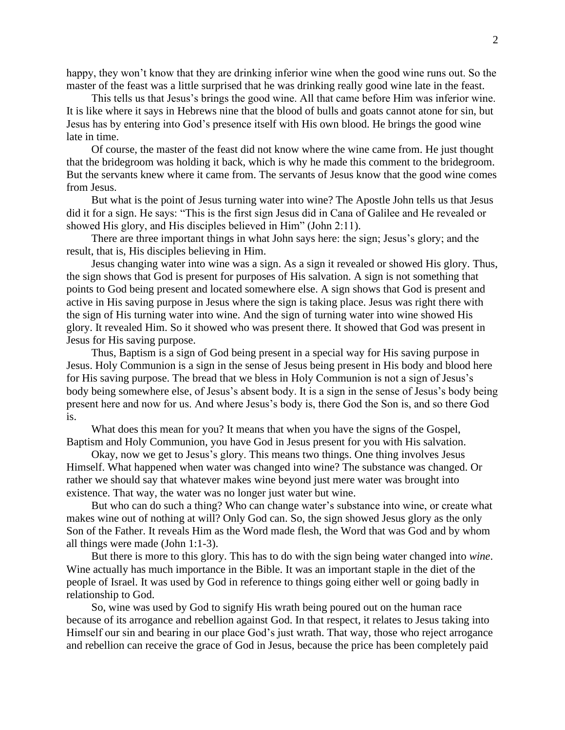happy, they won't know that they are drinking inferior wine when the good wine runs out. So the master of the feast was a little surprised that he was drinking really good wine late in the feast.

This tells us that Jesus's brings the good wine. All that came before Him was inferior wine. It is like where it says in Hebrews nine that the blood of bulls and goats cannot atone for sin, but Jesus has by entering into God's presence itself with His own blood. He brings the good wine late in time.

Of course, the master of the feast did not know where the wine came from. He just thought that the bridegroom was holding it back, which is why he made this comment to the bridegroom. But the servants knew where it came from. The servants of Jesus know that the good wine comes from Jesus.

But what is the point of Jesus turning water into wine? The Apostle John tells us that Jesus did it for a sign. He says: "This is the first sign Jesus did in Cana of Galilee and He revealed or showed His glory, and His disciples believed in Him" (John 2:11).

There are three important things in what John says here: the sign; Jesus's glory; and the result, that is, His disciples believing in Him.

Jesus changing water into wine was a sign. As a sign it revealed or showed His glory. Thus, the sign shows that God is present for purposes of His salvation. A sign is not something that points to God being present and located somewhere else. A sign shows that God is present and active in His saving purpose in Jesus where the sign is taking place. Jesus was right there with the sign of His turning water into wine. And the sign of turning water into wine showed His glory. It revealed Him. So it showed who was present there. It showed that God was present in Jesus for His saving purpose.

Thus, Baptism is a sign of God being present in a special way for His saving purpose in Jesus. Holy Communion is a sign in the sense of Jesus being present in His body and blood here for His saving purpose. The bread that we bless in Holy Communion is not a sign of Jesus's body being somewhere else, of Jesus's absent body. It is a sign in the sense of Jesus's body being present here and now for us. And where Jesus's body is, there God the Son is, and so there God is.

What does this mean for you? It means that when you have the signs of the Gospel, Baptism and Holy Communion, you have God in Jesus present for you with His salvation.

Okay, now we get to Jesus's glory. This means two things. One thing involves Jesus Himself. What happened when water was changed into wine? The substance was changed. Or rather we should say that whatever makes wine beyond just mere water was brought into existence. That way, the water was no longer just water but wine.

But who can do such a thing? Who can change water's substance into wine, or create what makes wine out of nothing at will? Only God can. So, the sign showed Jesus glory as the only Son of the Father. It reveals Him as the Word made flesh, the Word that was God and by whom all things were made (John 1:1-3).

But there is more to this glory. This has to do with the sign being water changed into *wine*. Wine actually has much importance in the Bible. It was an important staple in the diet of the people of Israel. It was used by God in reference to things going either well or going badly in relationship to God.

So, wine was used by God to signify His wrath being poured out on the human race because of its arrogance and rebellion against God. In that respect, it relates to Jesus taking into Himself our sin and bearing in our place God's just wrath. That way, those who reject arrogance and rebellion can receive the grace of God in Jesus, because the price has been completely paid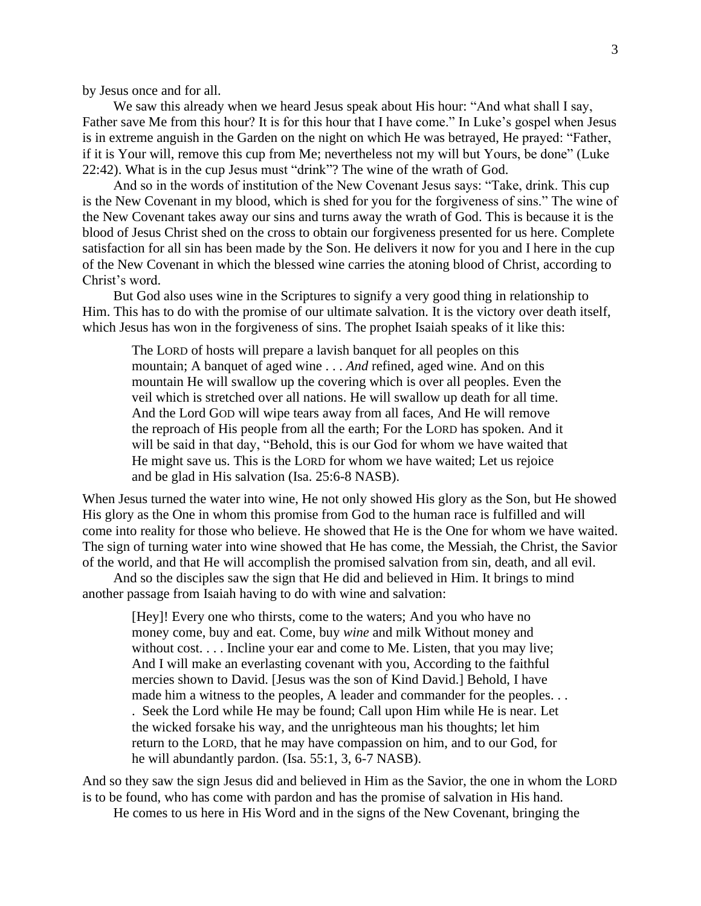by Jesus once and for all.

We saw this already when we heard Jesus speak about His hour: "And what shall I say, Father save Me from this hour? It is for this hour that I have come." In Luke's gospel when Jesus is in extreme anguish in the Garden on the night on which He was betrayed, He prayed: "Father, if it is Your will, remove this cup from Me; nevertheless not my will but Yours, be done" (Luke 22:42). What is in the cup Jesus must "drink"? The wine of the wrath of God.

And so in the words of institution of the New Covenant Jesus says: "Take, drink. This cup is the New Covenant in my blood, which is shed for you for the forgiveness of sins." The wine of the New Covenant takes away our sins and turns away the wrath of God. This is because it is the blood of Jesus Christ shed on the cross to obtain our forgiveness presented for us here. Complete satisfaction for all sin has been made by the Son. He delivers it now for you and I here in the cup of the New Covenant in which the blessed wine carries the atoning blood of Christ, according to Christ's word.

But God also uses wine in the Scriptures to signify a very good thing in relationship to Him. This has to do with the promise of our ultimate salvation. It is the victory over death itself, which Jesus has won in the forgiveness of sins. The prophet Isaiah speaks of it like this:

> The LORD of hosts will prepare a lavish banquet for all peoples on this mountain; A banquet of aged wine . . . *And* refined, aged wine. And on this mountain He will swallow up the covering which is over all peoples. Even the veil which is stretched over all nations. He will swallow up death for all time. And the Lord GOD will wipe tears away from all faces, And He will remove the reproach of His people from all the earth; For the LORD has spoken. And it will be said in that day, "Behold, this is our God for whom we have waited that He might save us. This is the LORD for whom we have waited; Let us rejoice and be glad in His salvation (Isa. 25:6-8 NASB).

When Jesus turned the water into wine, He not only showed His glory as the Son, but He showed His glory as the One in whom this promise from God to the human race is fulfilled and will come into reality for those who believe. He showed that He is the One for whom we have waited. The sign of turning water into wine showed that He has come, the Messiah, the Christ, the Savior of the world, and that He will accomplish the promised salvation from sin, death, and all evil.

And so the disciples saw the sign that He did and believed in Him. It brings to mind another passage from Isaiah having to do with wine and salvation:

> [Hey]! Every one who thirsts, come to the waters; And you who have no money come, buy and eat. Come, buy *wine* and milk Without money and without cost. . . . Incline your ear and come to Me. Listen, that you may live; And I will make an everlasting covenant with you, According to the faithful mercies shown to David. [Jesus was the son of Kind David.] Behold, I have made him a witness to the peoples, A leader and commander for the peoples. . . . Seek the Lord while He may be found; Call upon Him while He is near. Let the wicked forsake his way, and the unrighteous man his thoughts; let him return to the LORD, that he may have compassion on him, and to our God, for he will abundantly pardon. (Isa. 55:1, 3, 6-7 NASB).

And so they saw the sign Jesus did and believed in Him as the Savior, the one in whom the LORD is to be found, who has come with pardon and has the promise of salvation in His hand.

He comes to us here in His Word and in the signs of the New Covenant, bringing the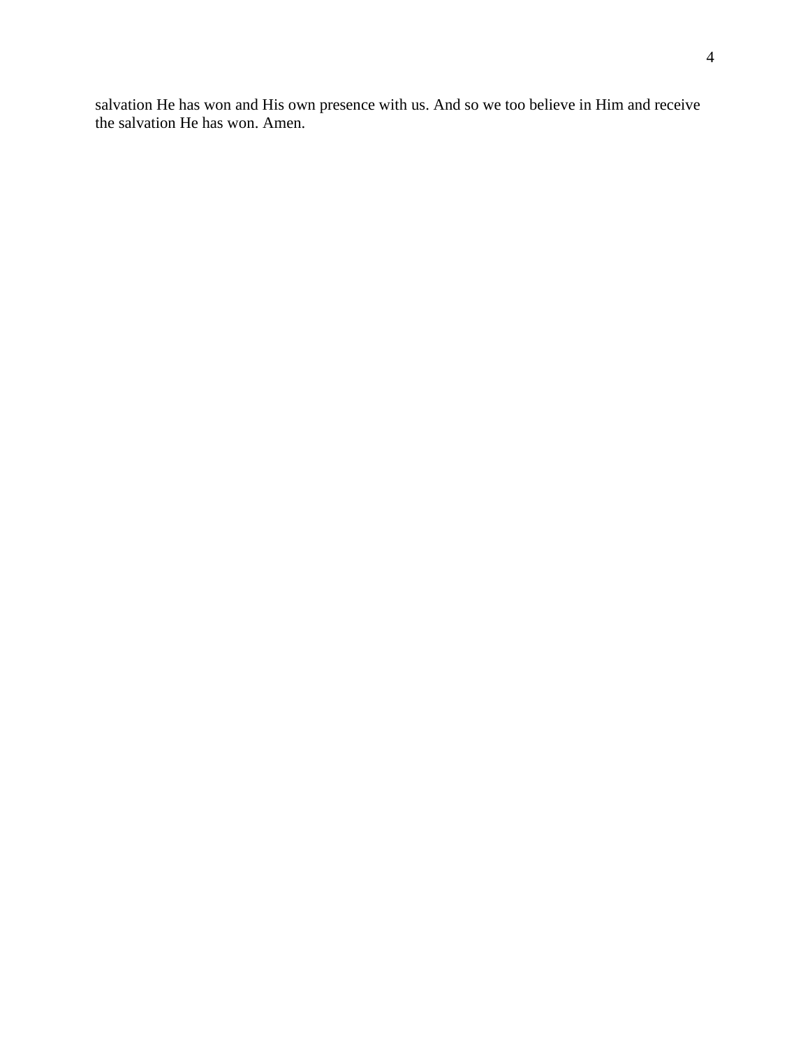salvation He has won and His own presence with us. And so we too believe in Him and receive the salvation He has won. Amen.